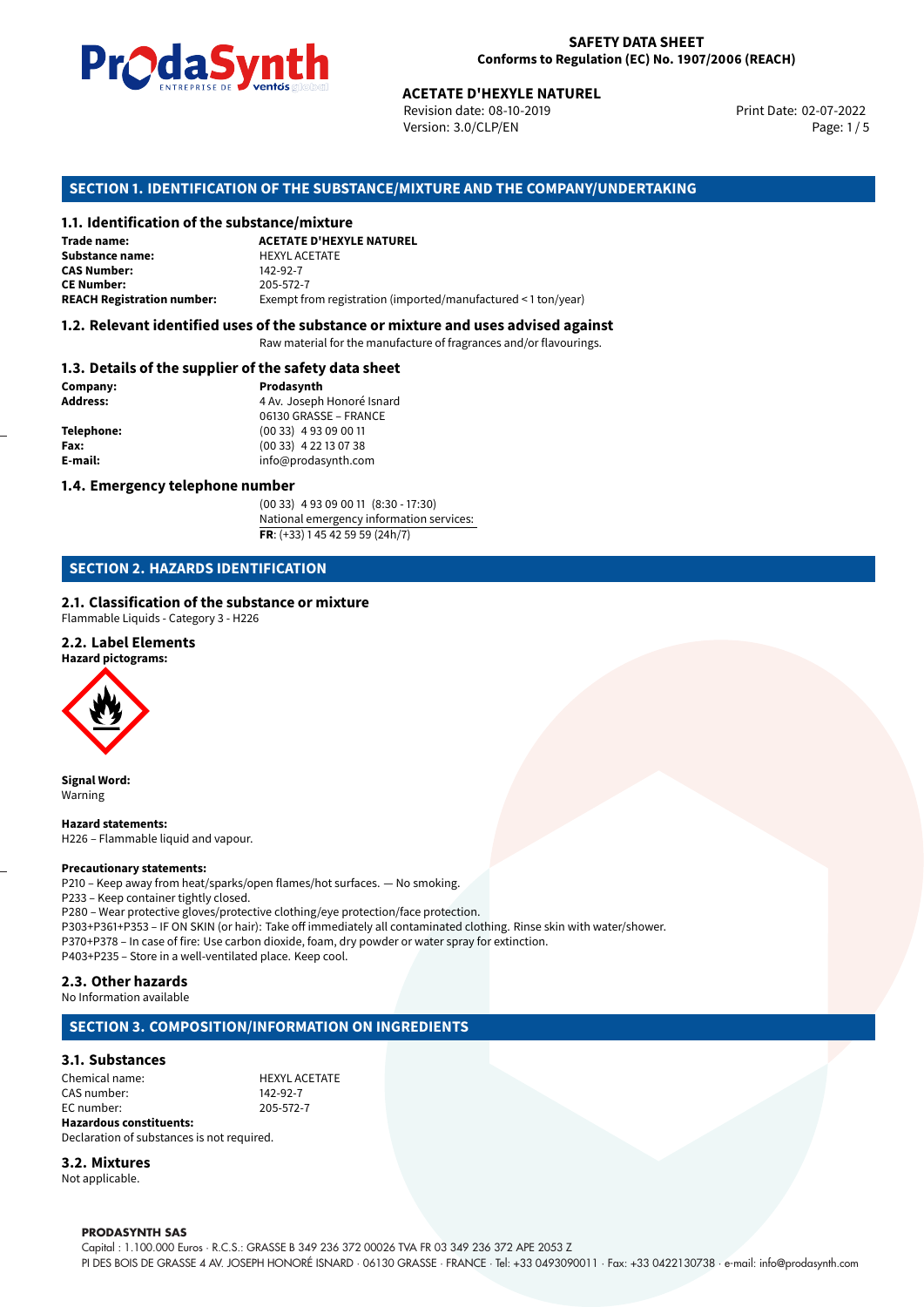**SAFETY DATA SHEET**
**Conforms to Regulation (EC) No. 1907/2006 (REACH)**

**ACETATE D'HEXYLE NATUREL**
Revision date: 08-10-2019
Version: 3.0/CLP/EN
Print Date: 02-07-2022

## SECTION 1. IDENTIFICATION OF THE SUBSTANCE/MIXTURE AND THE COMPANY/UNDERTAKING

### 1.1. Identification of the substance/mixture

**Trade name:** **ACETATE D'HEXYLE NATUREL**
**Substance name:** HEXYL ACETATE
**CAS Number:** 142-92-7
**CE Number:** 205-572-7
**REACH Registration number:** Exempt from registration (imported/manufactured < 1 ton/year)

### 1.2. Relevant identified uses of the substance or mixture and uses advised against

Raw material for the manufacture of fragrances and/or flavourings.

### 1.3. Details of the supplier of the safety data sheet

**Company:** **Prodasynth**
**Address:** 4 Av. Joseph Honoré Isnard
06130 GRASSE – FRANCE
**Telephone:** (00 33) 4 93 09 00 11
**Fax:** (00 33) 4 22 13 07 38
**E-mail:** info@prodasynth.com

### 1.4. Emergency telephone number

(00 33) 4 93 09 00 11 (8:30 - 17:30)
National emergency information services:
**FR**: (+33) 1 45 42 59 59 (24h/7)

## SECTION 2. HAZARDS IDENTIFICATION

### 2.1. Classification of the substance or mixture

Flammable Liquids - Category 3 - H226

### 2.2. Label Elements

**Hazard pictograms:**

**Signal Word:**
Warning

**Hazard statements:**
H226 – Flammable liquid and vapour.

**Precautionary statements:**
P210 – Keep away from heat/sparks/open flames/hot surfaces. — No smoking.
P233 – Keep container tightly closed.
P280 – Wear protective gloves/protective clothing/eye protection/face protection.
P303+P361+P353 – IF ON SKIN (or hair): Take off immediately all contaminated clothing. Rinse skin with water/shower.
P370+P378 – In case of fire: Use carbon dioxide, foam, dry powder or water spray for extinction.
P403+P235 – Store in a well-ventilated place. Keep cool.

### 2.3. Other hazards

No Information available

## SECTION 3. COMPOSITION/INFORMATION ON INGREDIENTS

### 3.1. Substances

Chemical name: HEXYL ACETATE
CAS number: 142-92-7
EC number: 205-572-7
**Hazardous constituents:**
Declaration of substances is not required.

### 3.2. Mixtures

Not applicable.

**PRODASYNTH SAS**
Capital : 1.100.000 Euros · R.C.S.: GRASSE B 349 236 372 00026 TVA FR 03 349 236 372 APE 2053 Z
PI DES BOIS DE GRASSE 4 AV. JOSEPH HONORÉ ISNARD · 06130 GRASSE · FRANCE · Tel: +33 0493090011 · Fax: +33 0422130738 · e-mail: info@prodasynth.com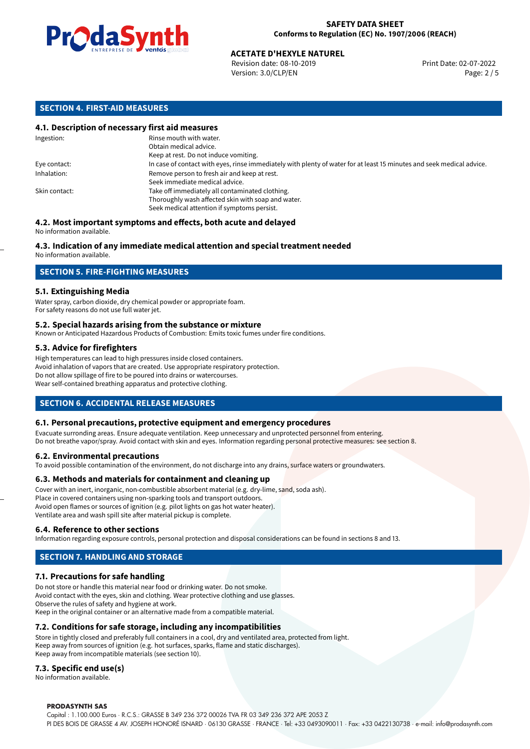## SECTION 4. FIRST-AID MEASURES

### 4.1. Description of necessary first aid measures

| | |
|---|---|
| Ingestion: | Rinse mouth with water.<br>Obtain medical advice.<br>Keep at rest. Do not induce vomiting. |
| Eye contact: | In case of contact with eyes, rinse immediately with plenty of water for at least 15 minutes and seek medical advice. |
| Inhalation: | Remove person to fresh air and keep at rest.<br>Seek immediate medical advice. |
| Skin contact: | Take off immediately all contaminated clothing.<br>Thoroughly wash affected skin with soap and water.<br>Seek medical attention if symptoms persist. |

### 4.2. Most important symptoms and effects, both acute and delayed

No information available.

### 4.3. Indication of any immediate medical attention and special treatment needed

No information available.

## SECTION 5. FIRE-FIGHTING MEASURES

### 5.1. Extinguishing Media

Water spray, carbon dioxide, dry chemical powder or appropriate foam.
For safety reasons do not use full water jet.

### 5.2. Special hazards arising from the substance or mixture

Known or Anticipated Hazardous Products of Combustion: Emits toxic fumes under fire conditions.

### 5.3. Advice for firefighters

High temperatures can lead to high pressures inside closed containers.
Avoid inhalation of vapors that are created. Use appropriate respiratory protection.
Do not allow spillage of fire to be poured into drains or watercourses.
Wear self-contained breathing apparatus and protective clothing.

## SECTION 6. ACCIDENTAL RELEASE MEASURES

### 6.1. Personal precautions, protective equipment and emergency procedures

Evacuate surronding areas. Ensure adequate ventilation. Keep unnecessary and unprotected personnel from entering.
Do not breathe vapor/spray. Avoid contact with skin and eyes. Information regarding personal protective measures: see section 8.

### 6.2. Environmental precautions

To avoid possible contamination of the environment, do not discharge into any drains, surface waters or groundwaters.

### 6.3. Methods and materials for containment and cleaning up

Cover with an inert, inorganic, non-combustible absorbent material (e.g. dry-lime, sand, soda ash).
Place in covered containers using non-sparking tools and transport outdoors.
Avoid open flames or sources of ignition (e.g. pilot lights on gas hot water heater).
Ventilate area and wash spill site after material pickup is complete.

### 6.4. Reference to other sections

Information regarding exposure controls, personal protection and disposal considerations can be found in sections 8 and 13.

## SECTION 7. HANDLING AND STORAGE

### 7.1. Precautions for safe handling

Do not store or handle this material near food or drinking water. Do not smoke.
Avoid contact with the eyes, skin and clothing. Wear protective clothing and use glasses.
Observe the rules of safety and hygiene at work.
Keep in the original container or an alternative made from a compatible material.

### 7.2. Conditions for safe storage, including any incompatibilities

Store in tightly closed and preferably full containers in a cool, dry and ventilated area, protected from light.
Keep away from sources of ignition (e.g. hot surfaces, sparks, flame and static discharges).
Keep away from incompatible materials (see section 10).

### 7.3. Specific end use(s)

No information available.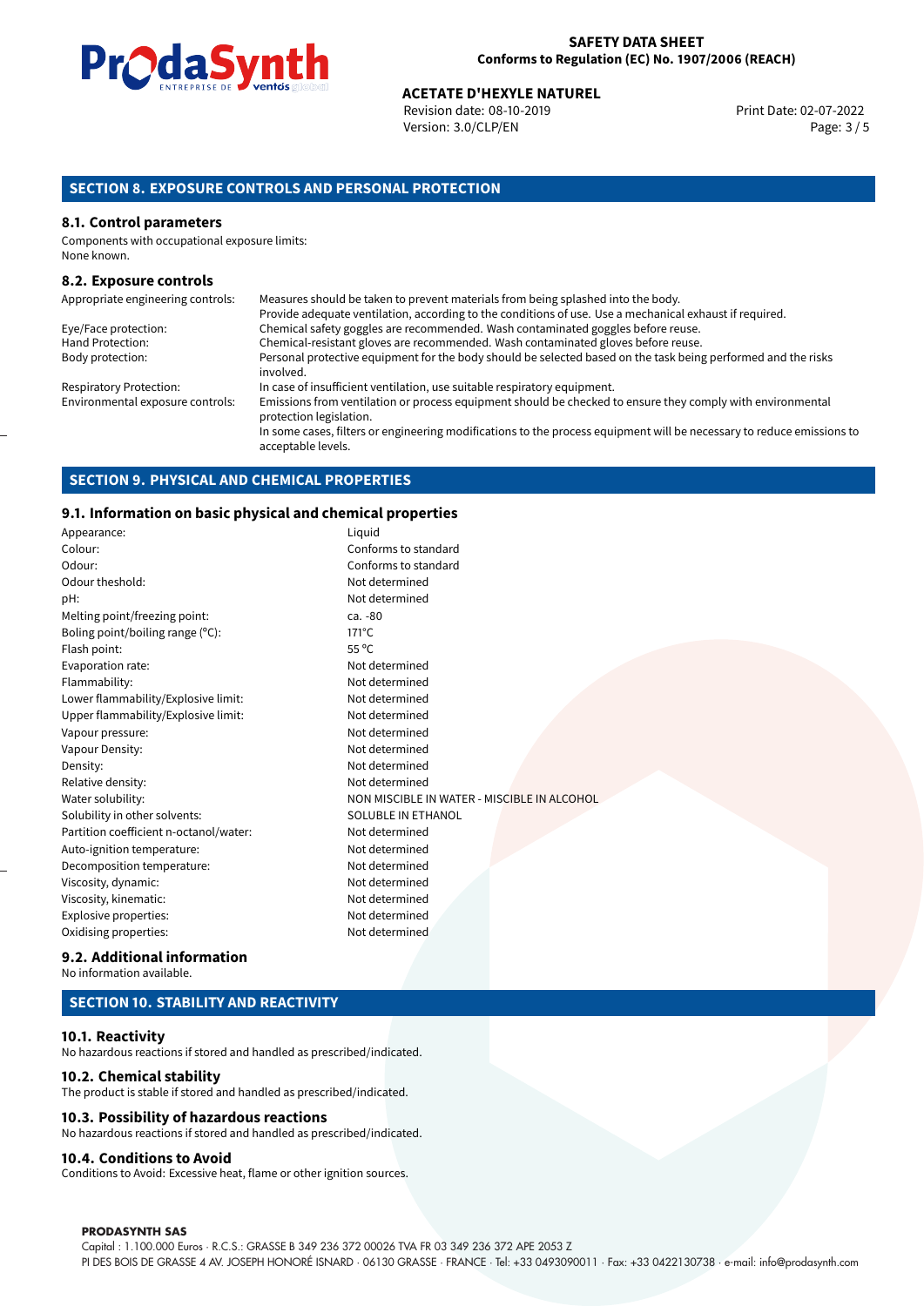## SECTION 8. EXPOSURE CONTROLS AND PERSONAL PROTECTION

### 8.1. Control parameters

Components with occupational exposure limits:
None known.

### 8.2. Exposure controls

| | |
|---|---|
| Appropriate engineering controls: | Measures should be taken to prevent materials from being splashed into the body. Provide adequate ventilation, according to the conditions of use. Use a mechanical exhaust if required. |
| Eye/Face protection: | Chemical safety goggles are recommended. Wash contaminated goggles before reuse. |
| Hand Protection: | Chemical-resistant gloves are recommended. Wash contaminated gloves before reuse. |
| Body protection: | Personal protective equipment for the body should be selected based on the task being performed and the risks involved. |
| Respiratory Protection: | In case of insufficient ventilation, use suitable respiratory equipment. |
| Environmental exposure controls: | Emissions from ventilation or process equipment should be checked to ensure they comply with environmental protection legislation. In some cases, filters or engineering modifications to the process equipment will be necessary to reduce emissions to acceptable levels. |

## SECTION 9. PHYSICAL AND CHEMICAL PROPERTIES

### 9.1. Information on basic physical and chemical properties

| | |
|---|---|
| Appearance: | Liquid |
| Colour: | Conforms to standard |
| Odour: | Conforms to standard |
| Odour theshold: | Not determined |
| pH: | Not determined |
| Melting point/freezing point: | ca. -80 |
| Boling point/boiling range (°C): | 171°C |
| Flash point: | 55 °C |
| Evaporation rate: | Not determined |
| Flammability: | Not determined |
| Lower flammability/Explosive limit: | Not determined |
| Upper flammability/Explosive limit: | Not determined |
| Vapour pressure: | Not determined |
| Vapour Density: | Not determined |
| Density: | Not determined |
| Relative density: | Not determined |
| Water solubility: | NON MISCIBLE IN WATER - MISCIBLE IN ALCOHOL |
| Solubility in other solvents: | SOLUBLE IN ETHANOL |
| Partition coefficient n-octanol/water: | Not determined |
| Auto-ignition temperature: | Not determined |
| Decomposition temperature: | Not determined |
| Viscosity, dynamic: | Not determined |
| Viscosity, kinematic: | Not determined |
| Explosive properties: | Not determined |
| Oxidising properties: | Not determined |

### 9.2. Additional information

No information available.

## SECTION 10. STABILITY AND REACTIVITY

### 10.1. Reactivity

No hazardous reactions if stored and handled as prescribed/indicated.

### 10.2. Chemical stability

The product is stable if stored and handled as prescribed/indicated.

### 10.3. Possibility of hazardous reactions

No hazardous reactions if stored and handled as prescribed/indicated.

### 10.4. Conditions to Avoid

Conditions to Avoid: Excessive heat, flame or other ignition sources.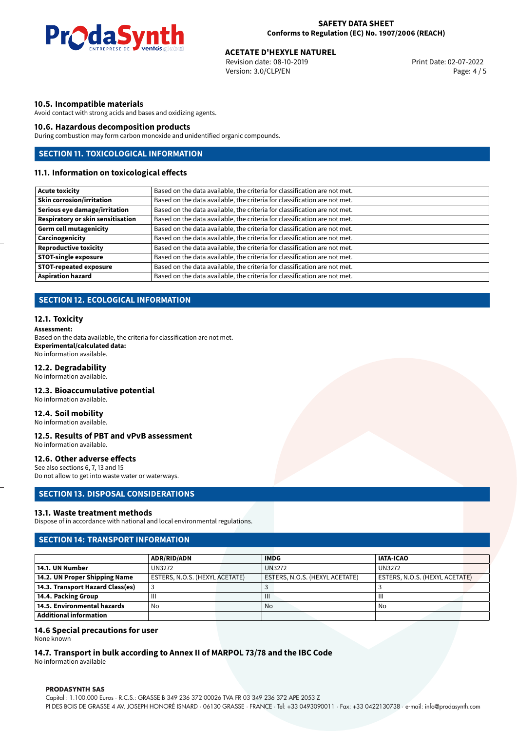### 10.5. Incompatible materials

Avoid contact with strong acids and bases and oxidizing agents.

### 10.6. Hazardous decomposition products

During combustion may form carbon monoxide and unidentified organic compounds.

## SECTION 11. TOXICOLOGICAL INFORMATION

### 11.1. Information on toxicological effects

| | |
|---|---|
| **Acute toxicity** | Based on the data available, the criteria for classification are not met. |
| **Skin corrosion/irritation** | Based on the data available, the criteria for classification are not met. |
| **Serious eye damage/irritation** | Based on the data available, the criteria for classification are not met. |
| **Respiratory or skin sensitisation** | Based on the data available, the criteria for classification are not met. |
| **Germ cell mutagenicity** | Based on the data available, the criteria for classification are not met. |
| **Carcinogenicity** | Based on the data available, the criteria for classification are not met. |
| **Reproductive toxicity** | Based on the data available, the criteria for classification are not met. |
| **STOT-single exposure** | Based on the data available, the criteria for classification are not met. |
| **STOT-repeated exposure** | Based on the data available, the criteria for classification are not met. |
| **Aspiration hazard** | Based on the data available, the criteria for classification are not met. |

## SECTION 12. ECOLOGICAL INFORMATION

### 12.1. Toxicity

**Assessment:**
Based on the data available, the criteria for classification are not met.
**Experimental/calculated data:**
No information available.

### 12.2. Degradability

No information available.

### 12.3. Bioaccumulative potential

No information available.

### 12.4. Soil mobility

No information available.

### 12.5. Results of PBT and vPvB assessment

No information available.

### 12.6. Other adverse effects

See also sections 6, 7, 13 and 15
Do not allow to get into waste water or waterways.

## SECTION 13. DISPOSAL CONSIDERATIONS

### 13.1. Waste treatment methods

Dispose of in accordance with national and local environmental regulations.

## SECTION 14: TRANSPORT INFORMATION

| | ADR/RID/ADN | IMDG | IATA-ICAO |
|---|---|---|---|
| **14.1. UN Number** | UN3272 | UN3272 | UN3272 |
| **14.2. UN Proper Shipping Name** | ESTERS, N.O.S. (HEXYL ACETATE) | ESTERS, N.O.S. (HEXYL ACETATE) | ESTERS, N.O.S. (HEXYL ACETATE) |
| **14.3. Transport Hazard Class(es)** | 3 | 3 | 3 |
| **14.4. Packing Group** | III | III | III |
| **14.5. Environmental hazards** | No | No | No |
| **Additional information** | | | |

### 14.6 Special precautions for user

None known

### 14.7. Transport in bulk according to Annex II of MARPOL 73/78 and the IBC Code

No information available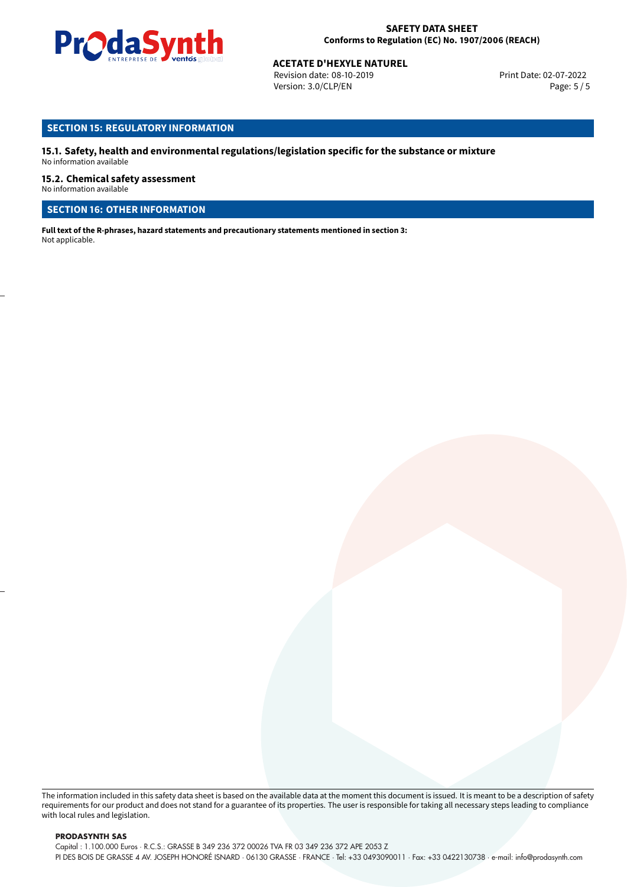## SECTION 15: REGULATORY INFORMATION

### 15.1. Safety, health and environmental regulations/legislation specific for the substance or mixture

No information available

### 15.2. Chemical safety assessment

No information available

## SECTION 16: OTHER INFORMATION

**Full text of the R-phrases, hazard statements and precautionary statements mentioned in section 3:**

Not applicable.

The information included in this safety data sheet is based on the available data at the moment this document is issued. It is meant to be a description of safety requirements for our product and does not stand for a guarantee of its properties. The user is responsible for taking all necessary steps leading to compliance with local rules and legislation.

**PRODASYNTH SAS**

Capital : 1.100.000 Euros · R.C.S.: GRASSE B 349 236 372 00026 TVA FR 03 349 236 372 APE 2053 Z

PI DES BOIS DE GRASSE 4 AV. JOSEPH HONORÉ ISNARD · 06130 GRASSE · FRANCE · Tel: +33 0493090011 · Fax: +33 0422130738 · e-mail: info@prodasynth.com